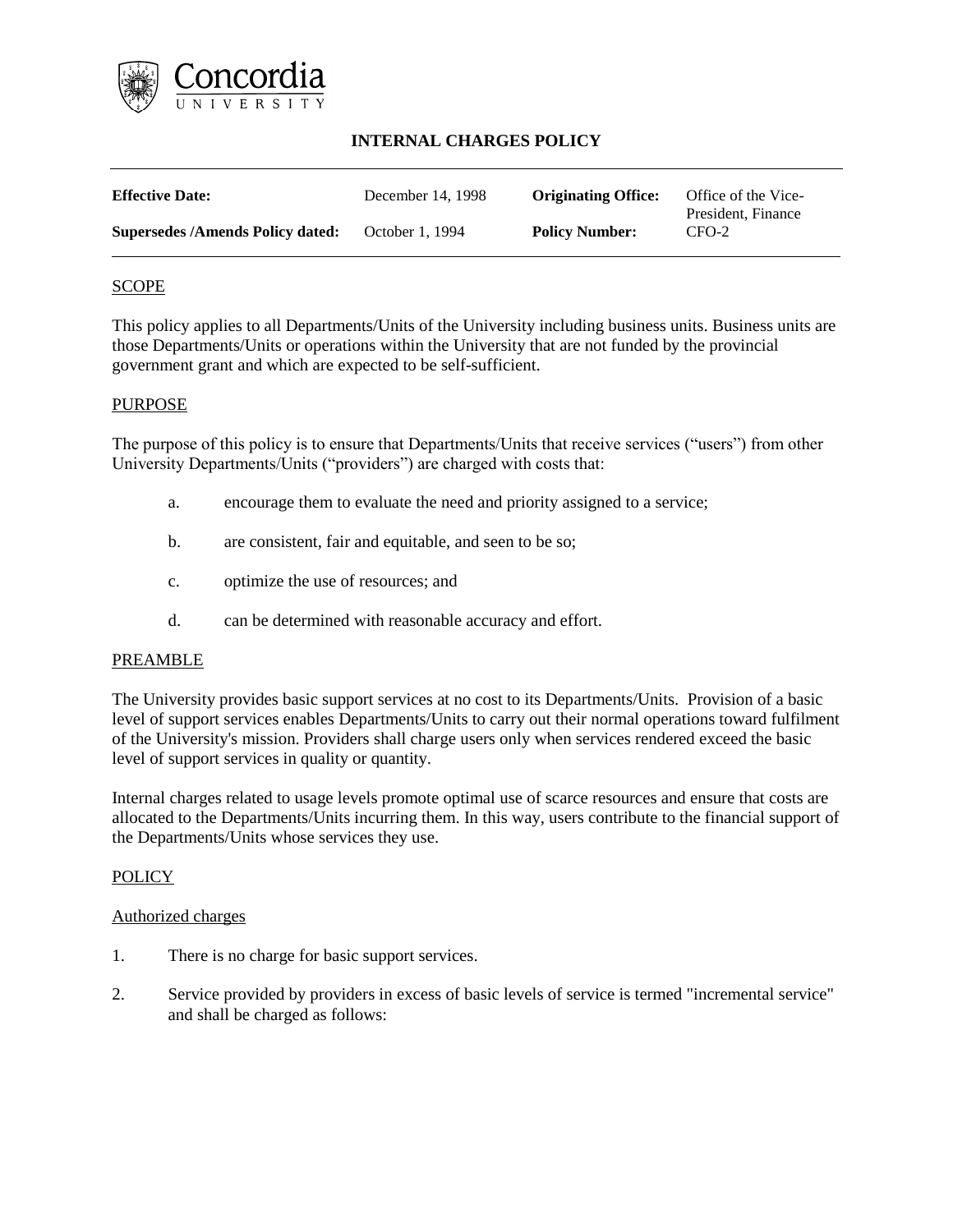Concordia University

# INTERNAL CHARGES POLICY

| | | | |
|---|---|---|---|
| **Effective Date:** | December 14, 1998 | **Originating Office:** | Office of the Vice-President, Finance |
| **Supersedes /Amends Policy dated:** | October 1, 1994 | **Policy Number:** | CFO-2 |

## SCOPE

This policy applies to all Departments/Units of the University including business units. Business units are those Departments/Units or operations within the University that are not funded by the provincial government grant and which are expected to be self-sufficient.

## PURPOSE

The purpose of this policy is to ensure that Departments/Units that receive services ("users") from other University Departments/Units ("providers") are charged with costs that:

a. encourage them to evaluate the need and priority assigned to a service;

b. are consistent, fair and equitable, and seen to be so;

c. optimize the use of resources; and

d. can be determined with reasonable accuracy and effort.

## PREAMBLE

The University provides basic support services at no cost to its Departments/Units. Provision of a basic level of support services enables Departments/Units to carry out their normal operations toward fulfilment of the University's mission. Providers shall charge users only when services rendered exceed the basic level of support services in quality or quantity.

Internal charges related to usage levels promote optimal use of scarce resources and ensure that costs are allocated to the Departments/Units incurring them. In this way, users contribute to the financial support of the Departments/Units whose services they use.

## POLICY

### Authorized charges

1. There is no charge for basic support services.

2. Service provided by providers in excess of basic levels of service is termed "incremental service" and shall be charged as follows: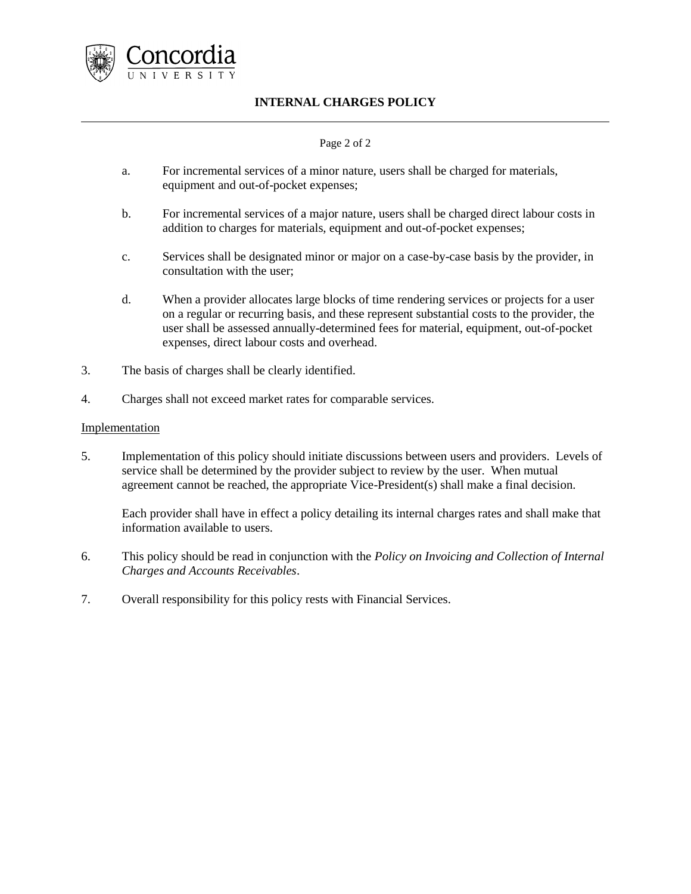a. For incremental services of a minor nature, users shall be charged for materials, equipment and out-of-pocket expenses;

b. For incremental services of a major nature, users shall be charged direct labour costs in addition to charges for materials, equipment and out-of-pocket expenses;

c. Services shall be designated minor or major on a case-by-case basis by the provider, in consultation with the user;

d. When a provider allocates large blocks of time rendering services or projects for a user on a regular or recurring basis, and these represent substantial costs to the provider, the user shall be assessed annually-determined fees for material, equipment, out-of-pocket expenses, direct labour costs and overhead.

3. The basis of charges shall be clearly identified.

4. Charges shall not exceed market rates for comparable services.

<u>Implementation</u>

5. Implementation of this policy should initiate discussions between users and providers. Levels of service shall be determined by the provider subject to review by the user. When mutual agreement cannot be reached, the appropriate Vice-President(s) shall make a final decision.

   Each provider shall have in effect a policy detailing its internal charges rates and shall make that information available to users.

6. This policy should be read in conjunction with the *Policy on Invoicing and Collection of Internal Charges and Accounts Receivables*.

7. Overall responsibility for this policy rests with Financial Services.